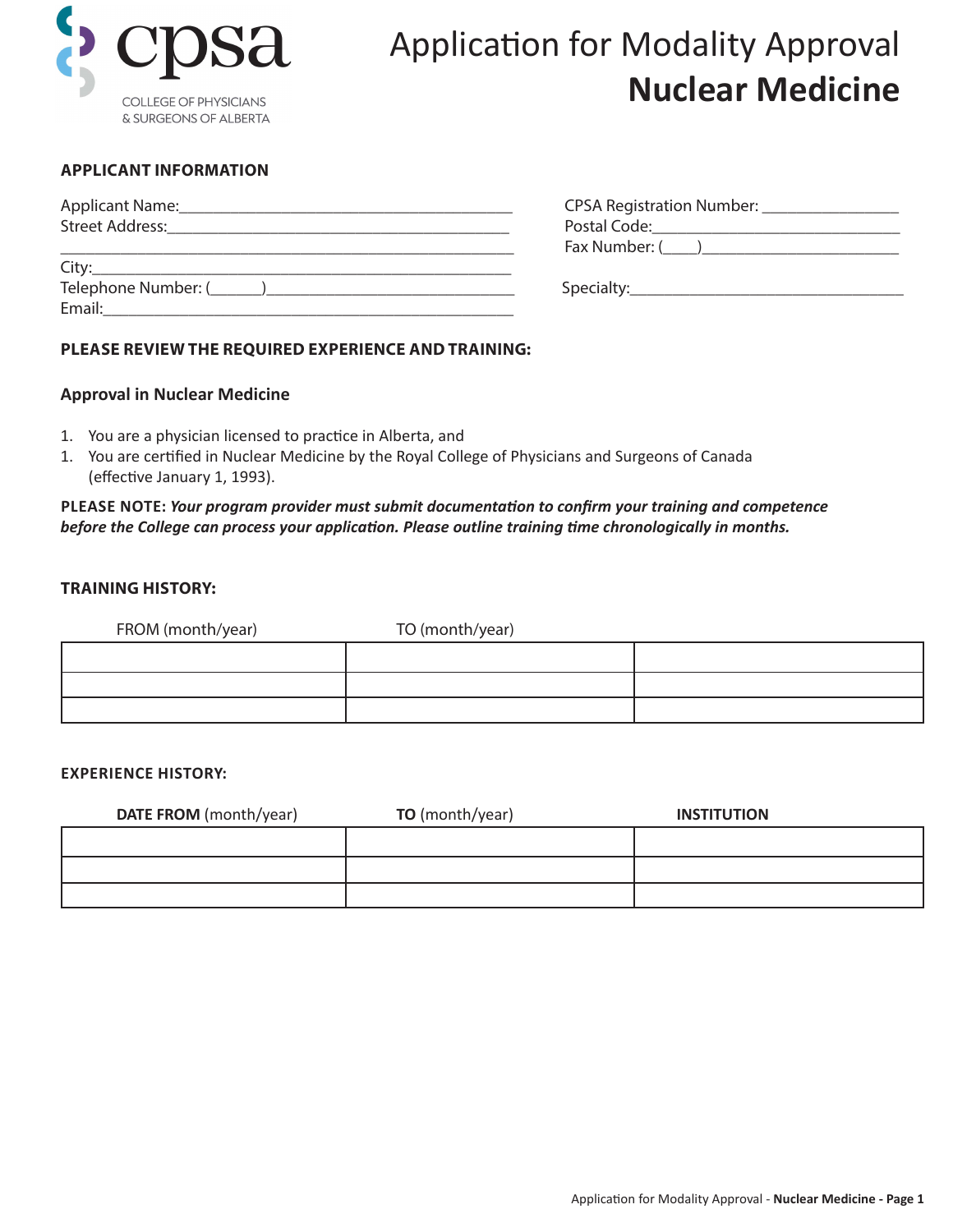# Application for Modality Approval
## Nuclear Medicine

COLLEGE OF PHYSICIANS & SURGEONS OF ALBERTA

### APPLICANT INFORMATION

Applicant Name:\_\_\_\_\_\_\_\_\_\_\_\_\_\_\_\_\_\_\_\_\_\_\_\_\_\_\_\_\_\_\_\_\_\_\_\_\_\_\_\_

Street Address:\_\_\_\_\_\_\_\_\_\_\_\_\_\_\_\_\_\_\_\_\_\_\_\_\_\_\_\_\_\_\_\_\_\_\_\_\_\_\_\_

\_\_\_\_\_\_\_\_\_\_\_\_\_\_\_\_\_\_\_\_\_\_\_\_\_\_\_\_\_\_\_\_\_\_\_\_\_\_\_\_\_\_\_\_\_\_\_\_\_\_\_\_

City:\_\_\_\_\_\_\_\_\_\_\_\_\_\_\_\_\_\_\_\_\_\_\_\_\_\_\_\_\_\_\_\_\_\_\_\_\_\_\_\_\_\_\_\_\_\_\_\_\_

Telephone Number: (\_\_\_\_\_\_)\_\_\_\_\_\_\_\_\_\_\_\_\_\_\_\_\_\_\_\_\_\_\_\_\_\_\_\_\_\_

Email:\_\_\_\_\_\_\_\_\_\_\_\_\_\_\_\_\_\_\_\_\_\_\_\_\_\_\_\_\_\_\_\_\_\_\_\_\_\_\_\_\_\_\_\_\_\_\_\_

CPSA Registration Number: \_\_\_\_\_\_\_\_\_\_\_\_\_\_\_\_

Postal Code:\_\_\_\_\_\_\_\_\_\_\_\_\_\_\_\_\_\_\_\_\_\_\_\_\_\_\_\_\_\_

Fax Number: (\_\_\_\_)\_\_\_\_\_\_\_\_\_\_\_\_\_\_\_\_\_\_\_\_\_\_\_\_\_

Specialty:\_\_\_\_\_\_\_\_\_\_\_\_\_\_\_\_\_\_\_\_\_\_\_\_\_\_\_\_\_\_\_\_\_\_\_

### PLEASE REVIEW THE REQUIRED EXPERIENCE AND TRAINING:

#### Approval in Nuclear Medicine

1. You are a physician licensed to practice in Alberta, and
1. You are certified in Nuclear Medicine by the Royal College of Physicians and Surgeons of Canada (effective January 1, 1993).

**PLEASE NOTE:** ***Your program provider must submit documentation to confirm your training and competence before the College can process your application. Please outline training time chronologically in months.***

### TRAINING HISTORY:

| FROM (month/year) | TO (month/year) | |
|---|---|---|
| | | |
| | | |
| | | |

### EXPERIENCE HISTORY:

| **DATE FROM** (month/year) | **TO** (month/year) | **INSTITUTION** |
|---|---|---|
| | | |
| | | |
| | | |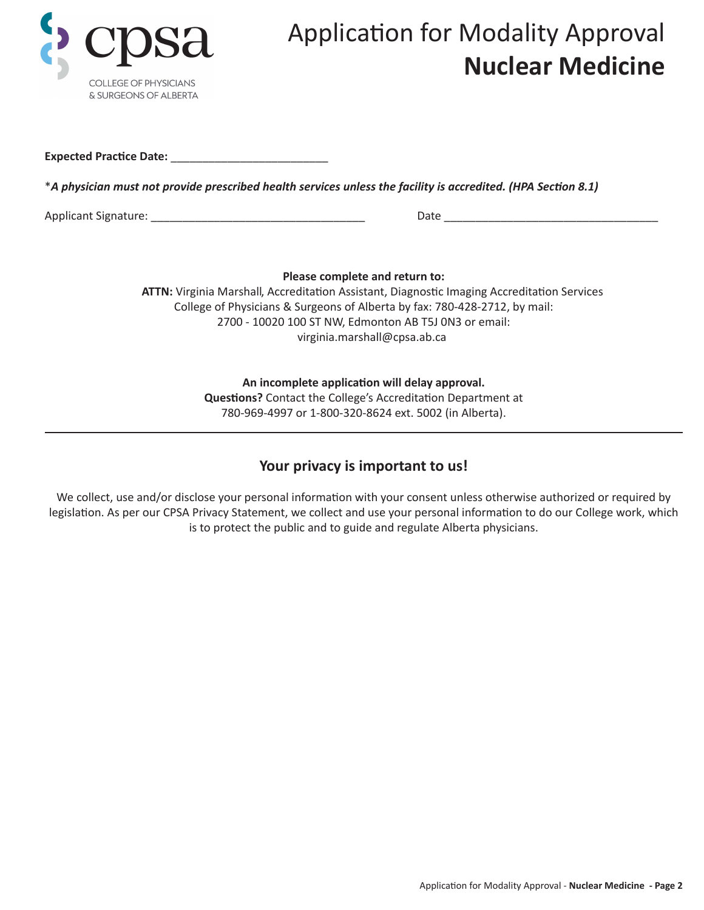# Application for Modality Approval **Nuclear Medicine**

COLLEGE OF PHYSICIANS & SURGEONS OF ALBERTA

**Expected Practice Date:** _________________________

\**A physician must not provide prescribed health services unless the facility is accredited. (HPA Section 8.1)***

Applicant Signature: __________________________________ Date __________________________________

**Please complete and return to:**
**ATTN:** Virginia Marshall, Accreditation Assistant, Diagnostic Imaging Accreditation Services
College of Physicians & Surgeons of Alberta by fax: 780-428-2712, by mail:
2700 - 10020 100 ST NW, Edmonton AB T5J 0N3 or email:
virginia.marshall@cpsa.ab.ca

**An incomplete application will delay approval.**
**Questions?** Contact the College's Accreditation Department at
780-969-4997 or 1-800-320-8624 ext. 5002 (in Alberta).

---

## Your privacy is important to us!

We collect, use and/or disclose your personal information with your consent unless otherwise authorized or required by legislation. As per our CPSA Privacy Statement, we collect and use your personal information to do our College work, which is to protect the public and to guide and regulate Alberta physicians.